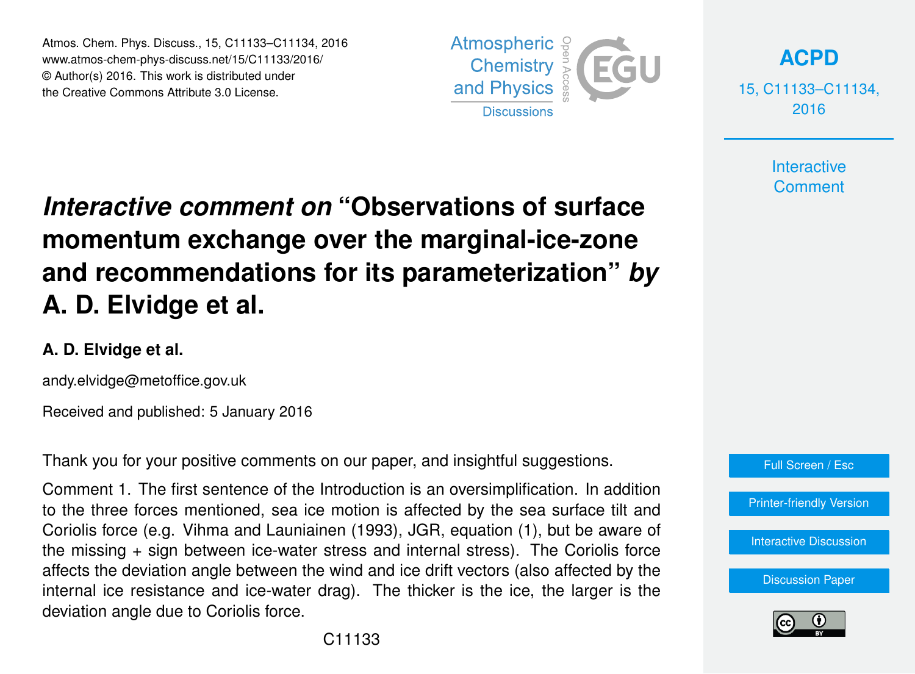# *Interactive comment on* "Observations of surface momentum exchange over the marginal-ice-zone and recommendations for its parameterization" *by* A. D. Elvidge et al.

**A. D. Elvidge et al.**

andy.elvidge@metoffice.gov.uk

Received and published: 5 January 2016

Thank you for your positive comments on our paper, and insightful suggestions.

Comment 1. The first sentence of the Introduction is an oversimplification. In addition to the three forces mentioned, sea ice motion is affected by the sea surface tilt and Coriolis force (e.g. Vihma and Launiainen (1993), JGR, equation (1), but be aware of the missing + sign between ice-water stress and internal stress). The Coriolis force affects the deviation angle between the wind and ice drift vectors (also affected by the internal ice resistance and ice-water drag). The thicker is the ice, the larger is the deviation angle due to Coriolis force.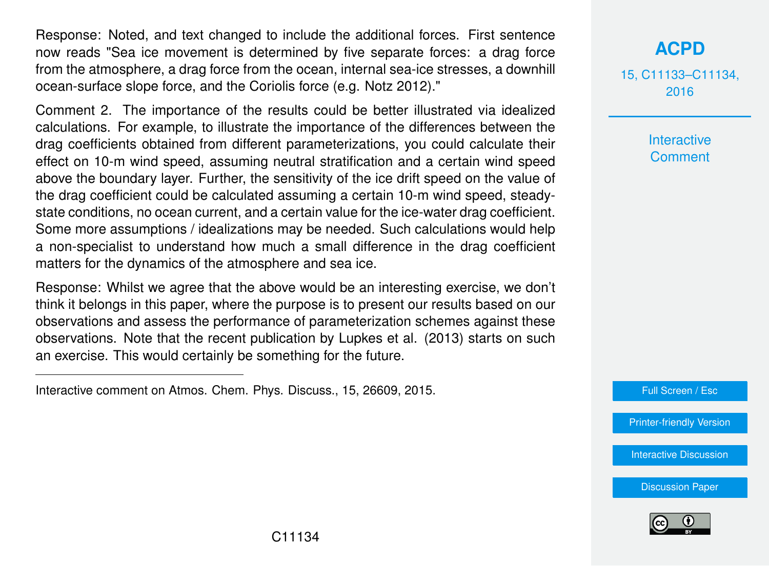Response: Noted, and text changed to include the additional forces. First sentence now reads "Sea ice movement is determined by five separate forces: a drag force from the atmosphere, a drag force from the ocean, internal sea-ice stresses, a downhill ocean-surface slope force, and the Coriolis force (e.g. Notz 2012)."

Comment 2. The importance of the results could be better illustrated via idealized calculations. For example, to illustrate the importance of the differences between the drag coefficients obtained from different parameterizations, you could calculate their effect on 10-m wind speed, assuming neutral stratification and a certain wind speed above the boundary layer. Further, the sensitivity of the ice drift speed on the value of the drag coefficient could be calculated assuming a certain 10-m wind speed, steady-state conditions, no ocean current, and a certain value for the ice-water drag coefficient. Some more assumptions / idealizations may be needed. Such calculations would help a non-specialist to understand how much a small difference in the drag coefficient matters for the dynamics of the atmosphere and sea ice.

Response: Whilst we agree that the above would be an interesting exercise, we don't think it belongs in this paper, where the purpose is to present our results based on our observations and assess the performance of parameterization schemes against these observations. Note that the recent publication by Lupkes et al. (2013) starts on such an exercise. This would certainly be something for the future.

---

Interactive comment on Atmos. Chem. Phys. Discuss., 15, 26609, 2015.